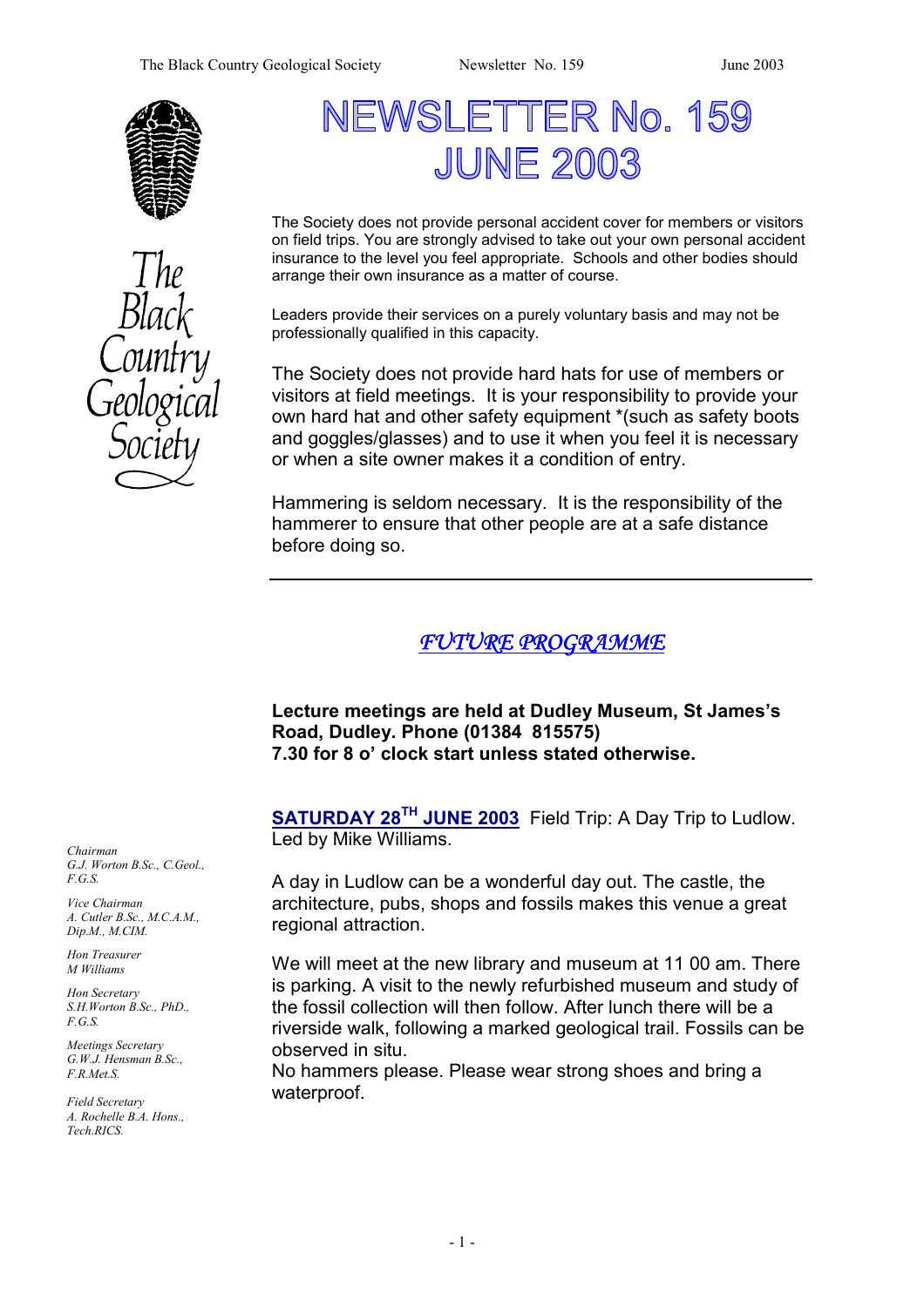# NEWSLETTER No. 159
# JUNE 2003

The Black Country Geological Society

The Society does not provide personal accident cover for members or visitors on field trips. You are strongly advised to take out your own personal accident insurance to the level you feel appropriate. Schools and other bodies should arrange their own insurance as a matter of course.

Leaders provide their services on a purely voluntary basis and may not be professionally qualified in this capacity.

The Society does not provide hard hats for use of members or visitors at field meetings. It is your responsibility to provide your own hard hat and other safety equipment *(such as safety boots and goggles/glasses) and to use it when you feel it is necessary or when a site owner makes it a condition of entry.

Hammering is seldom necessary. It is the responsibility of the hammerer to ensure that other people are at a safe distance before doing so.

---

*Chairman*
*G.J. Worton B.Sc., C.Geol., F.G.S.*

*Vice Chairman*
*A. Cutler B.Sc., M.C.A.M., Dip.M., M.CIM.*

*Hon Treasurer*
*M Williams*

*Hon Secretary*
*S.H.Worton B.Sc., PhD., F.G.S.*

*Meetings Secretary*
*G.W.J. Hensman B.Sc., F.R.Met.S.*

*Field Secretary*
*A. Rochelle B.A. Hons., Tech.RICS.*

## *FUTURE PROGRAMME*

**Lecture meetings are held at Dudley Museum, St James's Road, Dudley. Phone (01384 815575)**
**7.30 for 8 o' clock start unless stated otherwise.**

**SATURDAY 28TH JUNE 2003** Field Trip: A Day Trip to Ludlow. Led by Mike Williams.

A day in Ludlow can be a wonderful day out. The castle, the architecture, pubs, shops and fossils makes this venue a great regional attraction.

We will meet at the new library and museum at 11 00 am. There is parking. A visit to the newly refurbished museum and study of the fossil collection will then follow. After lunch there will be a riverside walk, following a marked geological trail. Fossils can be observed in situ.
No hammers please. Please wear strong shoes and bring a waterproof.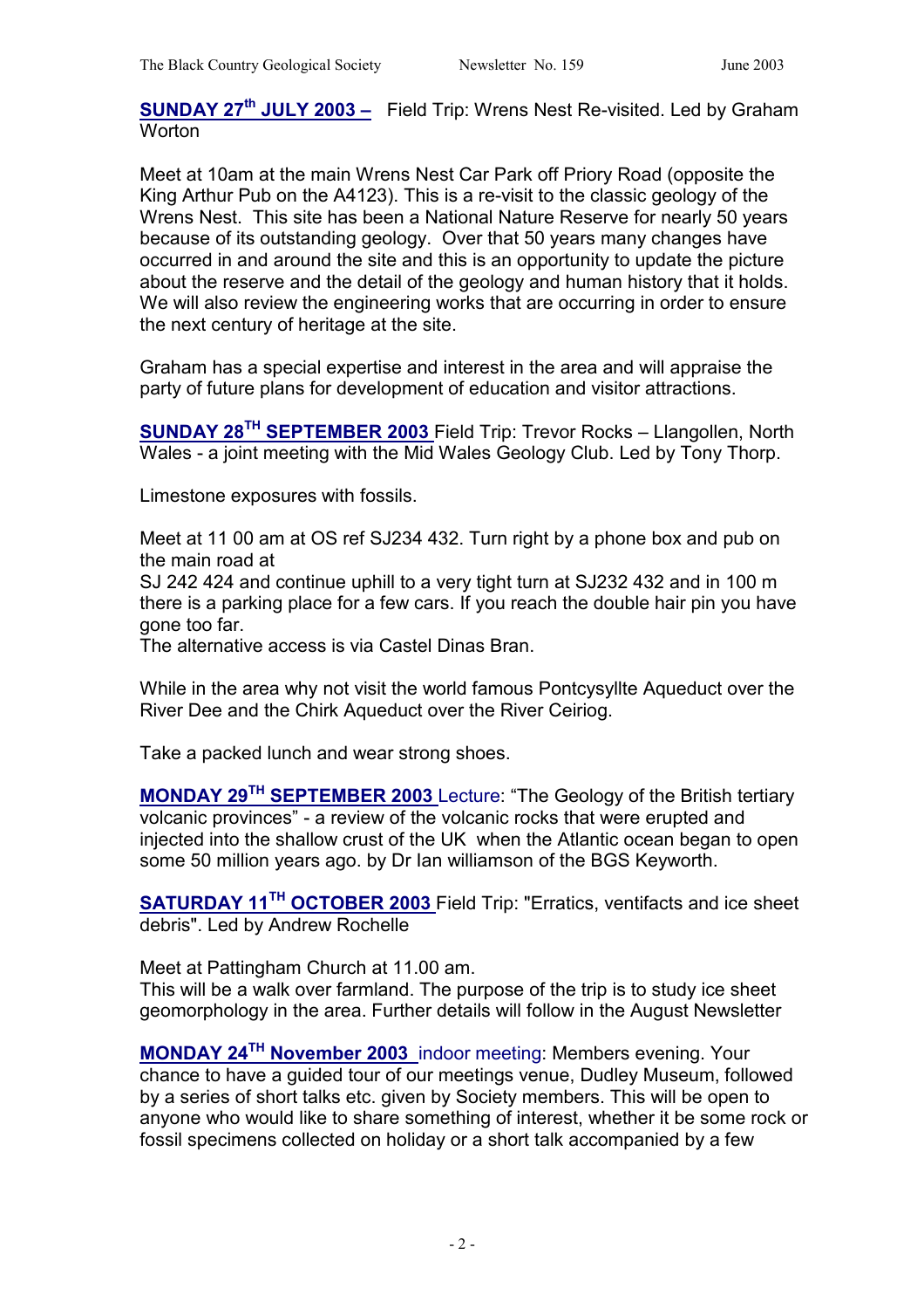**SUNDAY 27th JULY 2003 –** Field Trip: Wrens Nest Re-visited. Led by Graham Worton

Meet at 10am at the main Wrens Nest Car Park off Priory Road (opposite the King Arthur Pub on the A4123). This is a re-visit to the classic geology of the Wrens Nest. This site has been a National Nature Reserve for nearly 50 years because of its outstanding geology. Over that 50 years many changes have occurred in and around the site and this is an opportunity to update the picture about the reserve and the detail of the geology and human history that it holds. We will also review the engineering works that are occurring in order to ensure the next century of heritage at the site.

Graham has a special expertise and interest in the area and will appraise the party of future plans for development of education and visitor attractions.

**SUNDAY 28TH SEPTEMBER 2003** Field Trip: Trevor Rocks – Llangollen, North Wales - a joint meeting with the Mid Wales Geology Club. Led by Tony Thorp.

Limestone exposures with fossils.

Meet at 11 00 am at OS ref SJ234 432. Turn right by a phone box and pub on the main road at
SJ 242 424 and continue uphill to a very tight turn at SJ232 432 and in 100 m there is a parking place for a few cars. If you reach the double hair pin you have gone too far.
The alternative access is via Castel Dinas Bran.

While in the area why not visit the world famous Pontcysyllte Aqueduct over the River Dee and the Chirk Aqueduct over the River Ceiriog.

Take a packed lunch and wear strong shoes.

**MONDAY 29TH SEPTEMBER 2003** Lecture: "The Geology of the British tertiary volcanic provinces" - a review of the volcanic rocks that were erupted and injected into the shallow crust of the UK when the Atlantic ocean began to open some 50 million years ago. by Dr Ian williamson of the BGS Keyworth.

**SATURDAY 11TH OCTOBER 2003** Field Trip: "Erratics, ventifacts and ice sheet debris". Led by Andrew Rochelle

Meet at Pattingham Church at 11.00 am.
This will be a walk over farmland. The purpose of the trip is to study ice sheet geomorphology in the area. Further details will follow in the August Newsletter

**MONDAY 24TH November 2003** indoor meeting: Members evening. Your chance to have a guided tour of our meetings venue, Dudley Museum, followed by a series of short talks etc. given by Society members. This will be open to anyone who would like to share something of interest, whether it be some rock or fossil specimens collected on holiday or a short talk accompanied by a few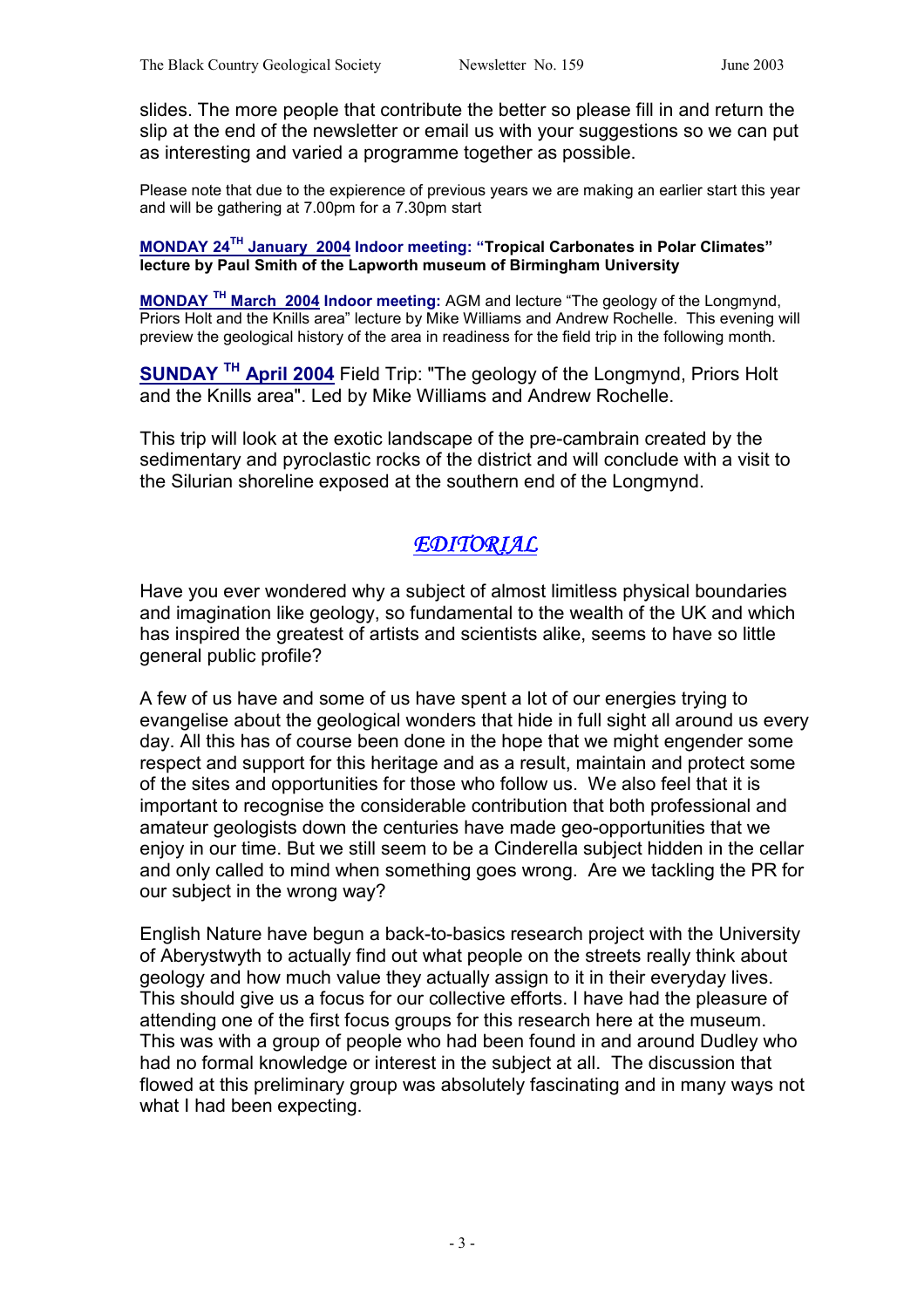slides. The more people that contribute the better so please fill in and return the slip at the end of the newsletter or email us with your suggestions so we can put as interesting and varied a programme together as possible.

Please note that due to the expierence of previous years we are making an earlier start this year and will be gathering at 7.00pm for a 7.30pm start

**MONDAY 24TH January 2004 Indoor meeting: "Tropical Carbonates in Polar Climates" lecture by Paul Smith of the Lapworth museum of Birmingham University**

**MONDAY TH March 2004 Indoor meeting:** AGM and lecture "The geology of the Longmynd, Priors Holt and the Knills area" lecture by Mike Williams and Andrew Rochelle. This evening will preview the geological history of the area in readiness for the field trip in the following month.

**SUNDAY TH April 2004** Field Trip: "The geology of the Longmynd, Priors Holt and the Knills area". Led by Mike Williams and Andrew Rochelle.

This trip will look at the exotic landscape of the pre-cambrain created by the sedimentary and pyroclastic rocks of the district and will conclude with a visit to the Silurian shoreline exposed at the southern end of the Longmynd.

## *EDITORIAL*

Have you ever wondered why a subject of almost limitless physical boundaries and imagination like geology, so fundamental to the wealth of the UK and which has inspired the greatest of artists and scientists alike, seems to have so little general public profile?

A few of us have and some of us have spent a lot of our energies trying to evangelise about the geological wonders that hide in full sight all around us every day. All this has of course been done in the hope that we might engender some respect and support for this heritage and as a result, maintain and protect some of the sites and opportunities for those who follow us. We also feel that it is important to recognise the considerable contribution that both professional and amateur geologists down the centuries have made geo-opportunities that we enjoy in our time. But we still seem to be a Cinderella subject hidden in the cellar and only called to mind when something goes wrong. Are we tackling the PR for our subject in the wrong way?

English Nature have begun a back-to-basics research project with the University of Aberystwyth to actually find out what people on the streets really think about geology and how much value they actually assign to it in their everyday lives. This should give us a focus for our collective efforts. I have had the pleasure of attending one of the first focus groups for this research here at the museum. This was with a group of people who had been found in and around Dudley who had no formal knowledge or interest in the subject at all. The discussion that flowed at this preliminary group was absolutely fascinating and in many ways not what I had been expecting.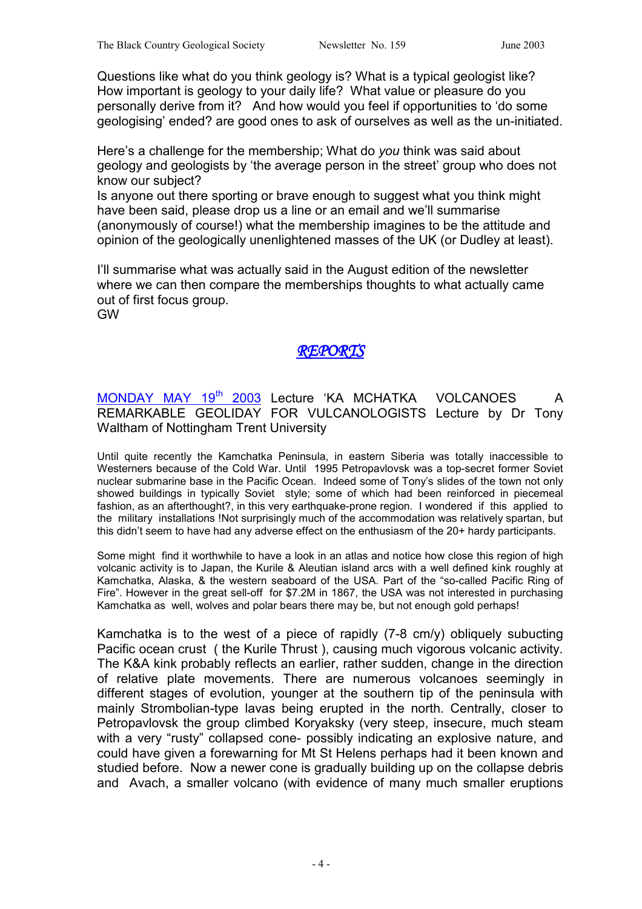Questions like what do you think geology is? What is a typical geologist like? How important is geology to your daily life? What value or pleasure do you personally derive from it? And how would you feel if opportunities to 'do some geologising' ended? are good ones to ask of ourselves as well as the un-initiated.

Here's a challenge for the membership; What do *you* think was said about geology and geologists by 'the average person in the street' group who does not know our subject?
Is anyone out there sporting or brave enough to suggest what you think might have been said, please drop us a line or an email and we'll summarise (anonymously of course!) what the membership imagines to be the attitude and opinion of the geologically unenlightened masses of the UK (or Dudley at least).

I'll summarise what was actually said in the August edition of the newsletter where we can then compare the memberships thoughts to what actually came out of first focus group.
GW

## *REPORTS*

MONDAY MAY 19th 2003 Lecture 'KA MCHATKA VOLCANOES A REMARKABLE GEOLIDAY FOR VULCANOLOGISTS Lecture by Dr Tony Waltham of Nottingham Trent University

Until quite recently the Kamchatka Peninsula, in eastern Siberia was totally inaccessible to Westerners because of the Cold War. Until 1995 Petropavlovsk was a top-secret former Soviet nuclear submarine base in the Pacific Ocean. Indeed some of Tony's slides of the town not only showed buildings in typically Soviet style; some of which had been reinforced in piecemeal fashion, as an afterthought?, in this very earthquake-prone region. I wondered if this applied to the military installations !Not surprisingly much of the accommodation was relatively spartan, but this didn't seem to have had any adverse effect on the enthusiasm of the 20+ hardy participants.

Some might find it worthwhile to have a look in an atlas and notice how close this region of high volcanic activity is to Japan, the Kurile & Aleutian island arcs with a well defined kink roughly at Kamchatka, Alaska, & the western seaboard of the USA. Part of the "so-called Pacific Ring of Fire". However in the great sell-off for $7.2M in 1867, the USA was not interested in purchasing Kamchatka as well, wolves and polar bears there may be, but not enough gold perhaps!

Kamchatka is to the west of a piece of rapidly (7-8 cm/y) obliquely subucting Pacific ocean crust ( the Kurile Thrust ), causing much vigorous volcanic activity. The K&A kink probably reflects an earlier, rather sudden, change in the direction of relative plate movements. There are numerous volcanoes seemingly in different stages of evolution, younger at the southern tip of the peninsula with mainly Strombolian-type lavas being erupted in the north. Centrally, closer to Petropavlovsk the group climbed Koryaksky (very steep, insecure, much steam with a very "rusty" collapsed cone- possibly indicating an explosive nature, and could have given a forewarning for Mt St Helens perhaps had it been known and studied before. Now a newer cone is gradually building up on the collapse debris and Avach, a smaller volcano (with evidence of many much smaller eruptions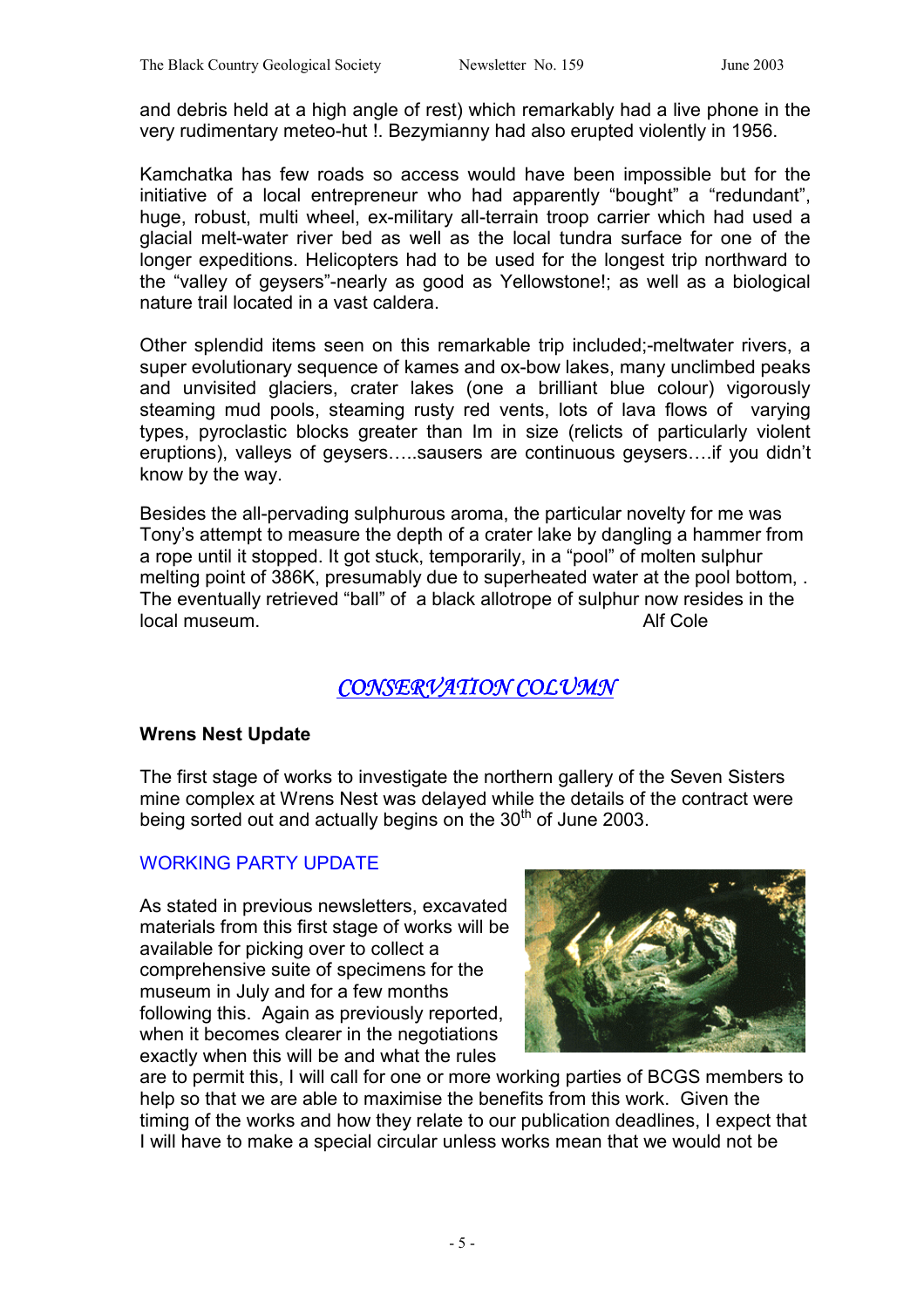and debris held at a high angle of rest) which remarkably had a live phone in the very rudimentary meteo-hut !. Bezymianny had also erupted violently in 1956.

Kamchatka has few roads so access would have been impossible but for the initiative of a local entrepreneur who had apparently "bought" a "redundant", huge, robust, multi wheel, ex-military all-terrain troop carrier which had used a glacial melt-water river bed as well as the local tundra surface for one of the longer expeditions. Helicopters had to be used for the longest trip northward to the "valley of geysers"-nearly as good as Yellowstone!; as well as a biological nature trail located in a vast caldera.

Other splendid items seen on this remarkable trip included;-meltwater rivers, a super evolutionary sequence of kames and ox-bow lakes, many unclimbed peaks and unvisited glaciers, crater lakes (one a brilliant blue colour) vigorously steaming mud pools, steaming rusty red vents, lots of lava flows of varying types, pyroclastic blocks greater than Im in size (relicts of particularly violent eruptions), valleys of geysers…..sausers are continuous geysers….if you didn't know by the way.

Besides the all-pervading sulphurous aroma, the particular novelty for me was Tony's attempt to measure the depth of a crater lake by dangling a hammer from a rope until it stopped. It got stuck, temporarily, in a "pool" of molten sulphur melting point of 386K, presumably due to superheated water at the pool bottom, . The eventually retrieved "ball" of a black allotrope of sulphur now resides in the local museum.

Alf Cole

## *CONSERVATION COLUMN*

### Wrens Nest Update

The first stage of works to investigate the northern gallery of the Seven Sisters mine complex at Wrens Nest was delayed while the details of the contract were being sorted out and actually begins on the 30th of June 2003.

### WORKING PARTY UPDATE

As stated in previous newsletters, excavated materials from this first stage of works will be available for picking over to collect a comprehensive suite of specimens for the museum in July and for a few months following this. Again as previously reported, when it becomes clearer in the negotiations exactly when this will be and what the rules are to permit this, I will call for one or more working parties of BCGS members to help so that we are able to maximise the benefits from this work. Given the timing of the works and how they relate to our publication deadlines, I expect that I will have to make a special circular unless works mean that we would not be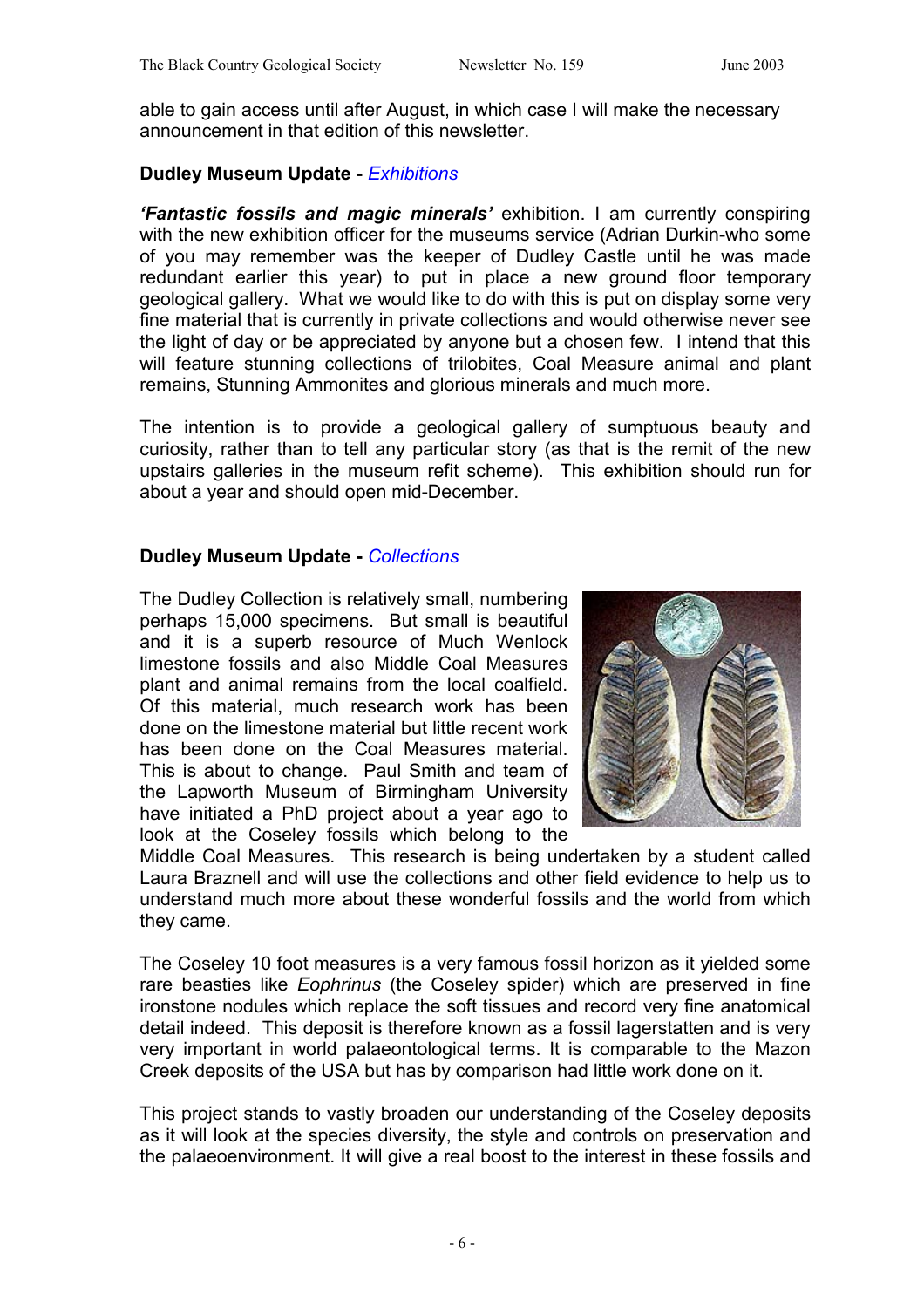able to gain access until after August, in which case I will make the necessary announcement in that edition of this newsletter.

**Dudley Museum Update -** *Exhibitions*

***'Fantastic fossils and magic minerals'*** exhibition. I am currently conspiring with the new exhibition officer for the museums service (Adrian Durkin-who some of you may remember was the keeper of Dudley Castle until he was made redundant earlier this year) to put in place a new ground floor temporary geological gallery. What we would like to do with this is put on display some very fine material that is currently in private collections and would otherwise never see the light of day or be appreciated by anyone but a chosen few. I intend that this will feature stunning collections of trilobites, Coal Measure animal and plant remains, Stunning Ammonites and glorious minerals and much more.

The intention is to provide a geological gallery of sumptuous beauty and curiosity, rather than to tell any particular story (as that is the remit of the new upstairs galleries in the museum refit scheme). This exhibition should run for about a year and should open mid-December.

**Dudley Museum Update -** *Collections*

The Dudley Collection is relatively small, numbering perhaps 15,000 specimens. But small is beautiful and it is a superb resource of Much Wenlock limestone fossils and also Middle Coal Measures plant and animal remains from the local coalfield. Of this material, much research work has been done on the limestone material but little recent work has been done on the Coal Measures material. This is about to change. Paul Smith and team of the Lapworth Museum of Birmingham University have initiated a PhD project about a year ago to look at the Coseley fossils which belong to the Middle Coal Measures. This research is being undertaken by a student called Laura Braznell and will use the collections and other field evidence to help us to understand much more about these wonderful fossils and the world from which they came.

The Coseley 10 foot measures is a very famous fossil horizon as it yielded some rare beasties like *Eophrinus* (the Coseley spider) which are preserved in fine ironstone nodules which replace the soft tissues and record very fine anatomical detail indeed. This deposit is therefore known as a fossil lagerstatten and is very very important in world palaeontological terms. It is comparable to the Mazon Creek deposits of the USA but has by comparison had little work done on it.

This project stands to vastly broaden our understanding of the Coseley deposits as it will look at the species diversity, the style and controls on preservation and the palaeoenvironment. It will give a real boost to the interest in these fossils and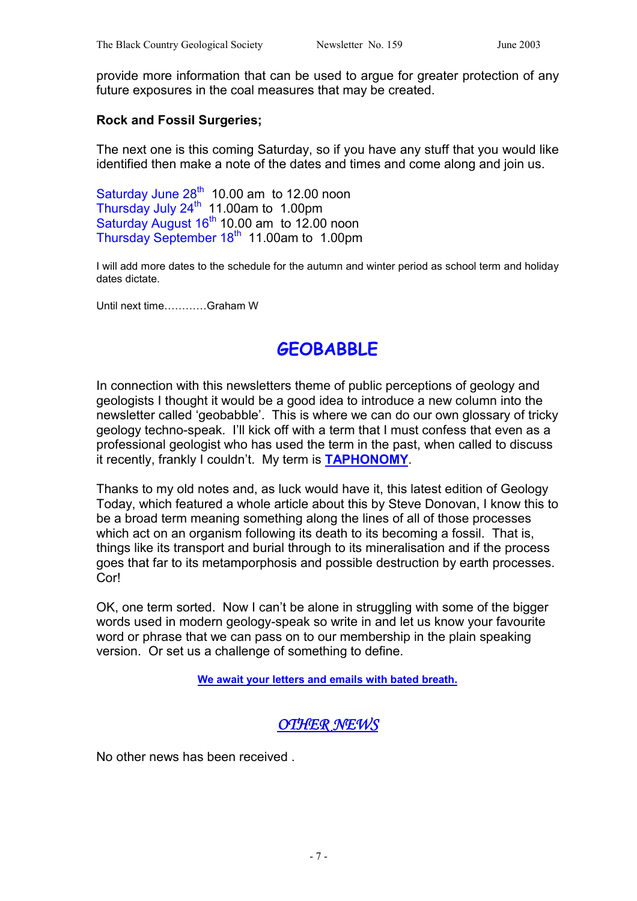provide more information that can be used to argue for greater protection of any future exposures in the coal measures that may be created.

**Rock and Fossil Surgeries;**

The next one is this coming Saturday, so if you have any stuff that you would like identified then make a note of the dates and times and come along and join us.

Saturday June 28th 10.00 am to 12.00 noon
Thursday July 24th 11.00am to 1.00pm
Saturday August 16th 10.00 am to 12.00 noon
Thursday September 18th 11.00am to 1.00pm

I will add more dates to the schedule for the autumn and winter period as school term and holiday dates dictate.

Until next time…………Graham W

## GEOBABBLE

In connection with this newsletters theme of public perceptions of geology and geologists I thought it would be a good idea to introduce a new column into the newsletter called 'geobabble'. This is where we can do our own glossary of tricky geology techno-speak. I'll kick off with a term that I must confess that even as a professional geologist who has used the term in the past, when called to discuss it recently, frankly I couldn't. My term is **TAPHONOMY**.

Thanks to my old notes and, as luck would have it, this latest edition of Geology Today, which featured a whole article about this by Steve Donovan, I know this to be a broad term meaning something along the lines of all of those processes which act on an organism following its death to its becoming a fossil. That is, things like its transport and burial through to its mineralisation and if the process goes that far to its metamporphosis and possible destruction by earth processes. Cor!

OK, one term sorted. Now I can't be alone in struggling with some of the bigger words used in modern geology-speak so write in and let us know your favourite word or phrase that we can pass on to our membership in the plain speaking version. Or set us a challenge of something to define.

**We await your letters and emails with bated breath.**

## *OTHER NEWS*

No other news has been received .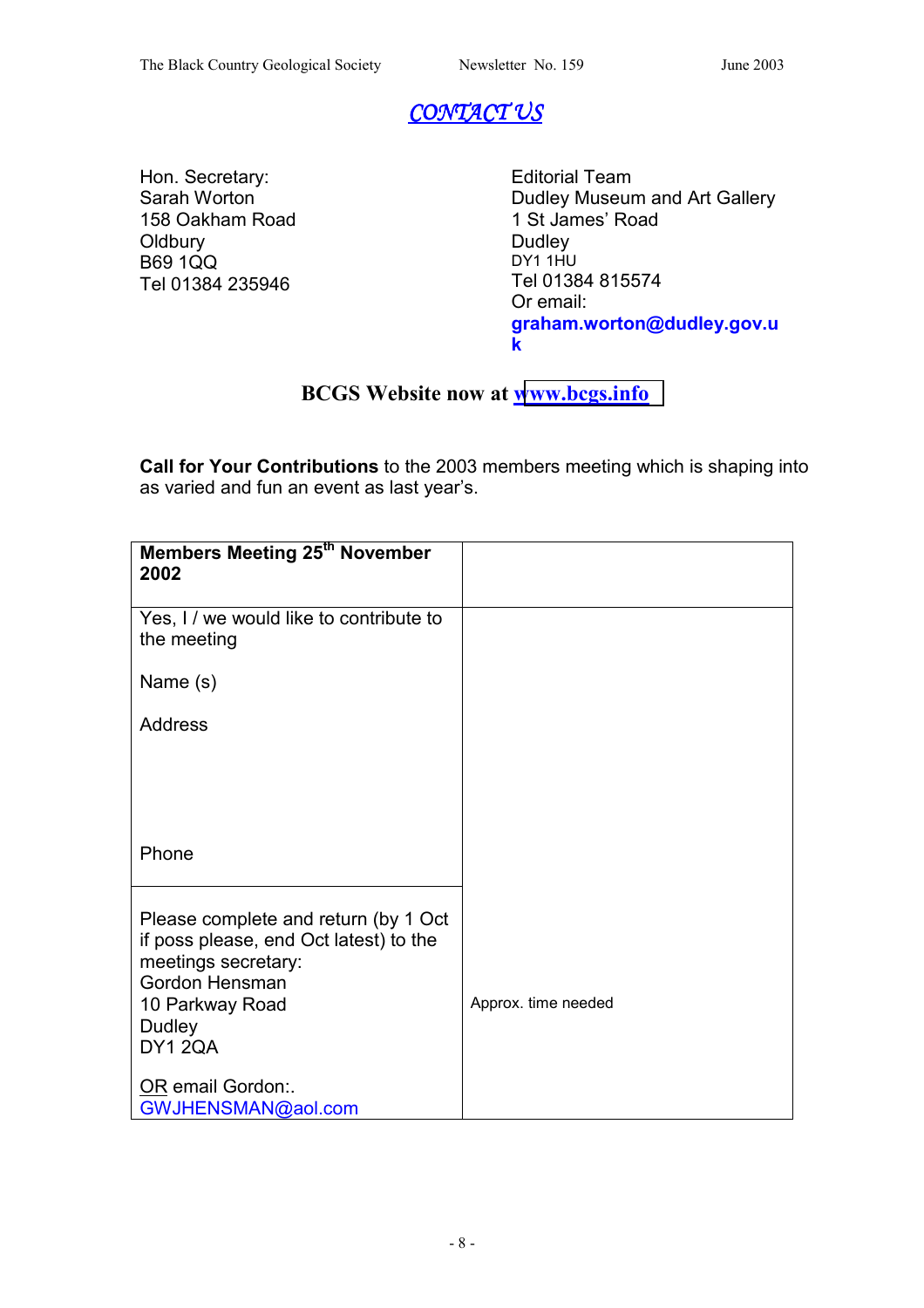# CONTACT US

Hon. Secretary:
Sarah Worton
158 Oakham Road
Oldbury
B69 1QQ
Tel 01384 235946

Editorial Team
Dudley Museum and Art Gallery
1 St James' Road
Dudley
DY1 1HU
Tel 01384 815574
Or email:
**graham.worton@dudley.gov.uk**

**BCGS Website now at www.bcgs.info**

**Call for Your Contributions** to the 2003 members meeting which is shaping into as varied and fun an event as last year's.

| **Members Meeting 25th November 2002** | |
|---|---|
| Yes, I / we would like to contribute to the meeting<br><br>Name (s)<br><br>Address<br><br><br><br>Phone | |
| Please complete and return (by 1 Oct if poss please, end Oct latest) to the meetings secretary:<br>Gordon Hensman<br>10 Parkway Road<br>Dudley<br>DY1 2QA<br><br>OR email Gordon:.<br>GWJHENSMAN@aol.com | Approx. time needed |